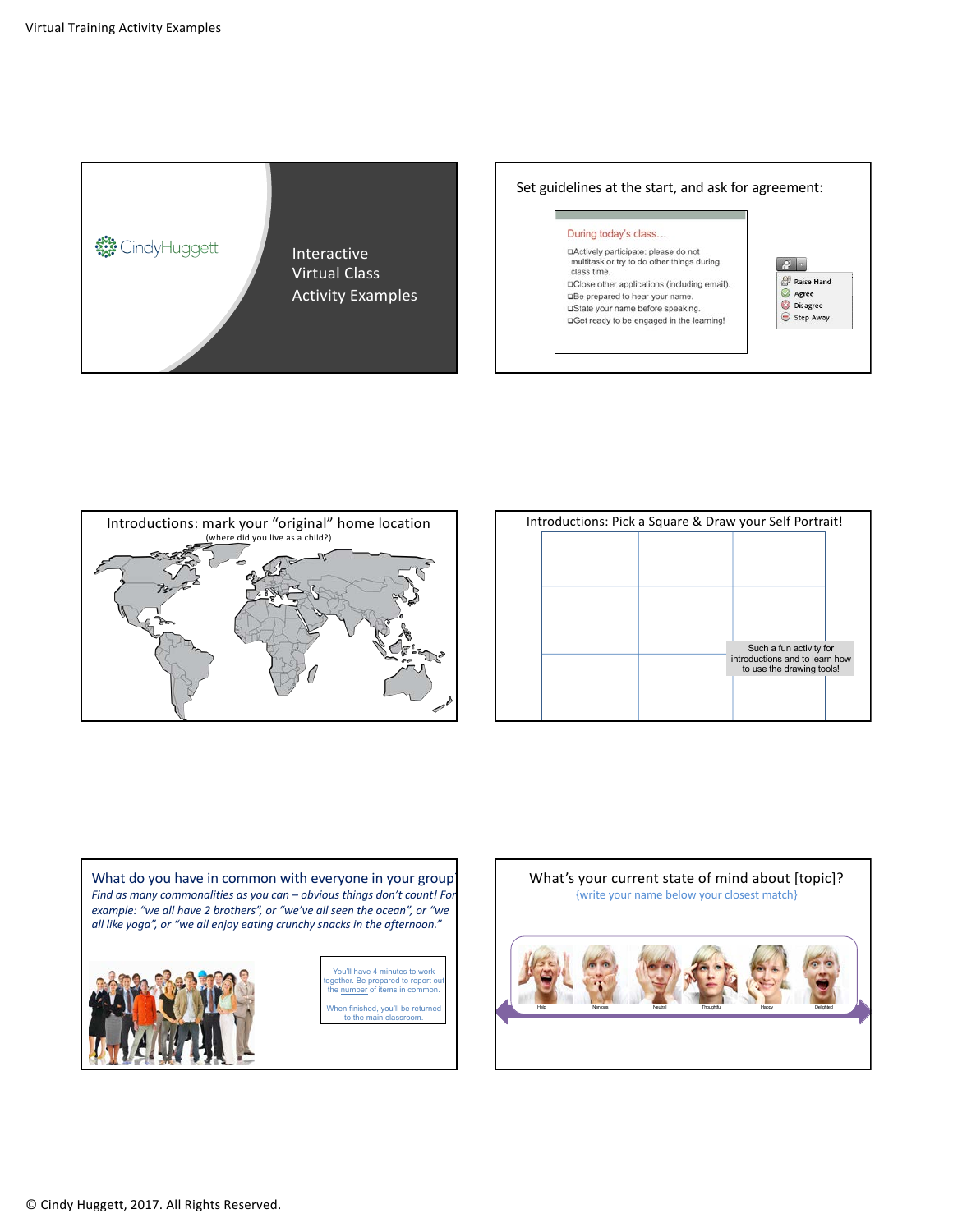Virtual Training Activity Examples

CindyHuggett

Interactive Virtual Class Activity Examples

Set guidelines at the start, and ask for agreement:

During today's class…

- Actively participate; please do not multitask or try to do other things during class time.
- Close other applications (including email).
- Be prepared to hear your name.
- State your name before speaking.
- Get ready to be engaged in the learning!

Raise Hand
Agree
Disagree
Step Away

Introductions: mark your "original" home location
(where did you live as a child?)

Introductions: Pick a Square & Draw your Self Portrait!

Such a fun activity for introductions and to learn how to use the drawing tools!

What do you have in common with everyone in your group?

*Find as many commonalities as you can – obvious things don't count! For example: "we all have 2 brothers", or "we've all seen the ocean", or "we all like yoga", or "we all enjoy eating crunchy snacks in the afternoon."*

You'll have 4 minutes to work together. Be prepared to report out the number of items in common.

When finished, you'll be returned to the main classroom.

What's your current state of mind about [topic]?
{write your name below your closest match}

Help — Nervous — Neutral — Thoughtful — Happy — Delighted

© Cindy Huggett, 2017. All Rights Reserved.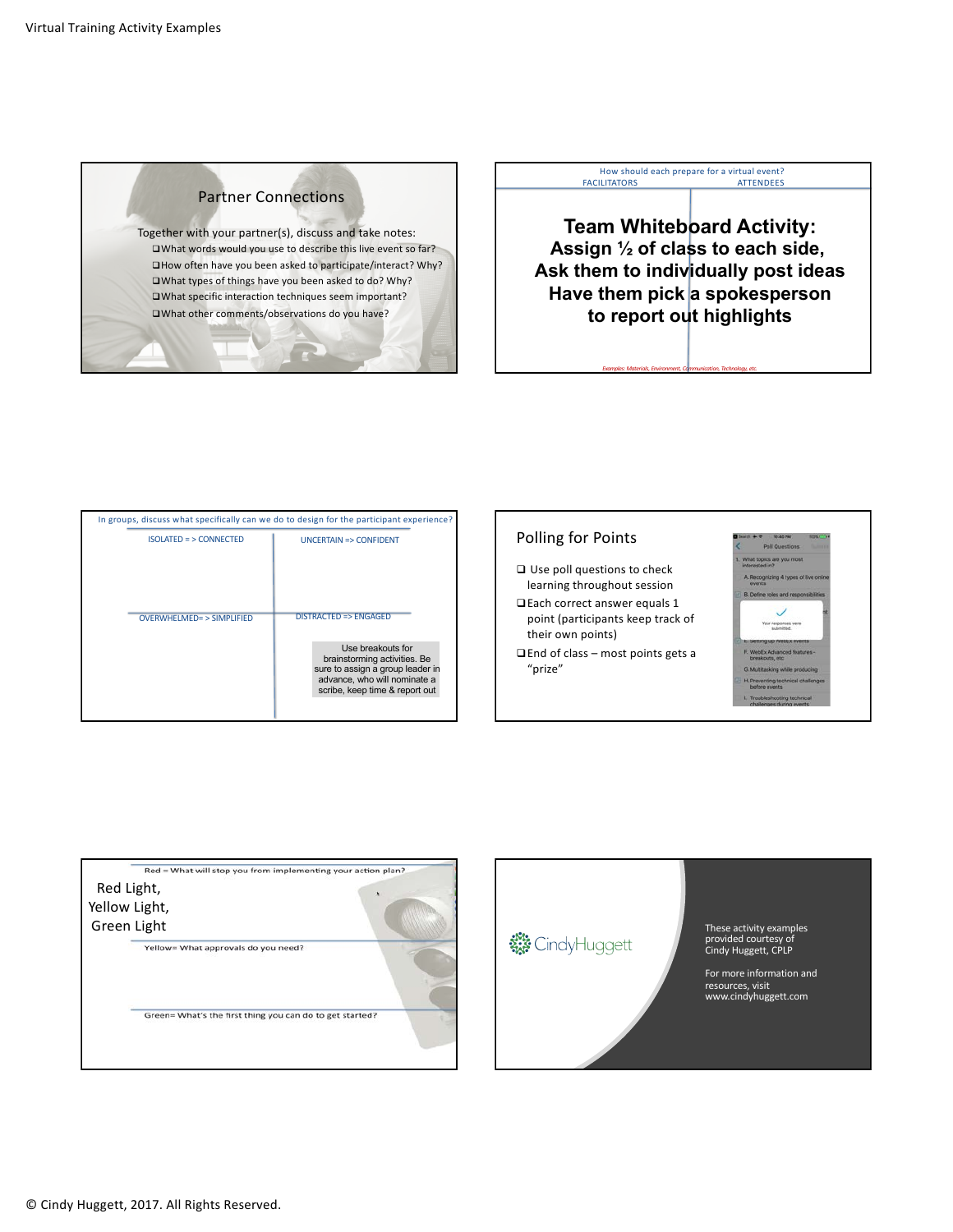## Partner Connections

Together with your partner(s), discuss and take notes:

- ❑ What words would you use to describe this live event so far?
- ❑ How often have you been asked to participate/interact? Why?
- ❑ What types of things have you been asked to do? Why?
- ❑ What specific interaction techniques seem important?
- ❑ What other comments/observations do you have?

---

How should each prepare for a virtual event?

| FACILITATORS | ATTENDEES |
| --- | --- |

**Team Whiteboard Activity:**
**Assign ½ of class to each side,**
**Ask them to individually post ideas**
**Have them pick a spokesperson**
**to report out highlights**

*Examples: Materials, Environment, Communication, Technology, etc.*

---

In groups, discuss what specifically can we do to design for the participant experience?

| ISOLATED = > CONNECTED | UNCERTAIN => CONFIDENT |
| --- | --- |
| OVERWHELMED= > SIMPLIFIED | DISTRACTED => ENGAGED |

Use breakouts for brainstorming activities. Be sure to assign a group leader in advance, who will nominate a scribe, keep time & report out

---

## Polling for Points

- ❑ Use poll questions to check learning throughout session
- ❑ Each correct answer equals 1 point (participants keep track of their own points)
- ❑ End of class – most points gets a "prize"

---

Red Light,
Yellow Light,
Green Light

Red = What will stop you from implementing your action plan?

Yellow= What approvals do you need?

Green= What's the first thing you can do to get started?

---

CindyHuggett

These activity examples provided courtesy of Cindy Huggett, CPLP

For more information and resources, visit www.cindyhuggett.com

© Cindy Huggett, 2017. All Rights Reserved.